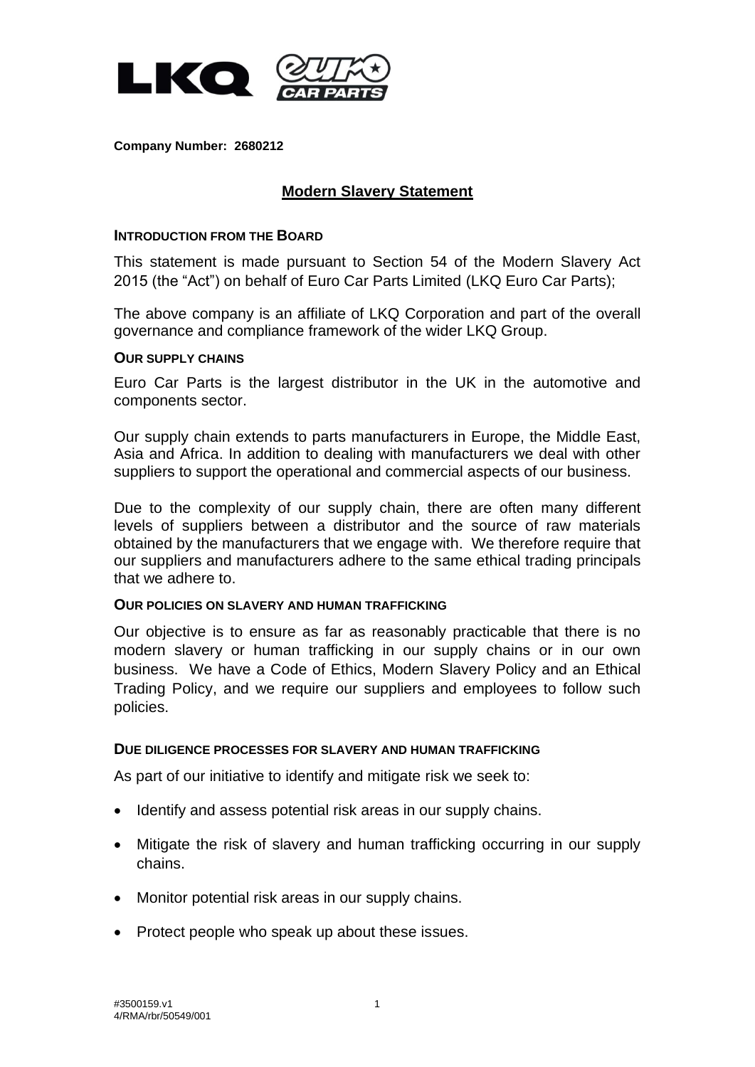**Company Number: 2680212**

# Modern Slavery Statement

## INTRODUCTION FROM THE BOARD

This statement is made pursuant to Section 54 of the Modern Slavery Act 2015 (the "Act") on behalf of Euro Car Parts Limited (LKQ Euro Car Parts);

The above company is an affiliate of LKQ Corporation and part of the overall governance and compliance framework of the wider LKQ Group.

## OUR SUPPLY CHAINS

Euro Car Parts is the largest distributor in the UK in the automotive and components sector.

Our supply chain extends to parts manufacturers in Europe, the Middle East, Asia and Africa. In addition to dealing with manufacturers we deal with other suppliers to support the operational and commercial aspects of our business.

Due to the complexity of our supply chain, there are often many different levels of suppliers between a distributor and the source of raw materials obtained by the manufacturers that we engage with. We therefore require that our suppliers and manufacturers adhere to the same ethical trading principals that we adhere to.

## OUR POLICIES ON SLAVERY AND HUMAN TRAFFICKING

Our objective is to ensure as far as reasonably practicable that there is no modern slavery or human trafficking in our supply chains or in our own business. We have a Code of Ethics, Modern Slavery Policy and an Ethical Trading Policy, and we require our suppliers and employees to follow such policies.

## DUE DILIGENCE PROCESSES FOR SLAVERY AND HUMAN TRAFFICKING

As part of our initiative to identify and mitigate risk we seek to:

- Identify and assess potential risk areas in our supply chains.
- Mitigate the risk of slavery and human trafficking occurring in our supply chains.
- Monitor potential risk areas in our supply chains.
- Protect people who speak up about these issues.

#3500159.v1
4/RMA/rbr/50549/001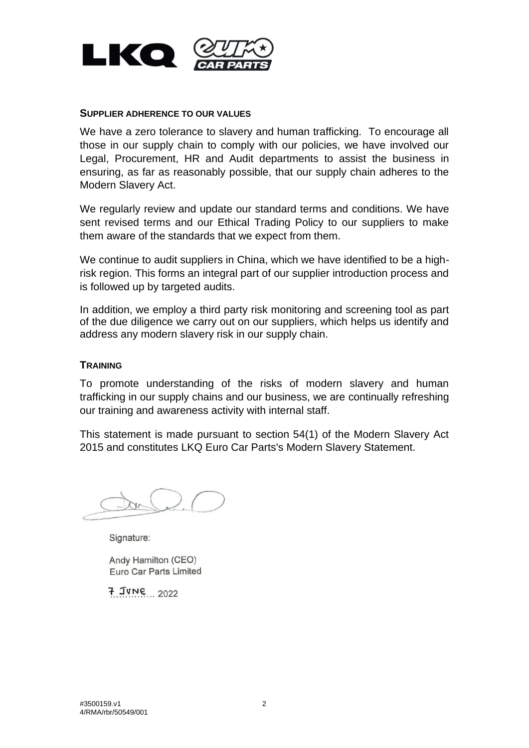## SUPPLIER ADHERENCE TO OUR VALUES

We have a zero tolerance to slavery and human trafficking. To encourage all those in our supply chain to comply with our policies, we have involved our Legal, Procurement, HR and Audit departments to assist the business in ensuring, as far as reasonably possible, that our supply chain adheres to the Modern Slavery Act.

We regularly review and update our standard terms and conditions. We have sent revised terms and our Ethical Trading Policy to our suppliers to make them aware of the standards that we expect from them.

We continue to audit suppliers in China, which we have identified to be a high-risk region. This forms an integral part of our supplier introduction process and is followed up by targeted audits.

In addition, we employ a third party risk monitoring and screening tool as part of the due diligence we carry out on our suppliers, which helps us identify and address any modern slavery risk in our supply chain.

## TRAINING

To promote understanding of the risks of modern slavery and human trafficking in our supply chains and our business, we are continually refreshing our training and awareness activity with internal staff.

This statement is made pursuant to section 54(1) of the Modern Slavery Act 2015 and constitutes LKQ Euro Car Parts's Modern Slavery Statement.

Signature:

Andy Hamilton (CEO)
Euro Car Parts Limited

7 JUNE 2022

#3500159.v1
4/RMA/rbr/50549/001